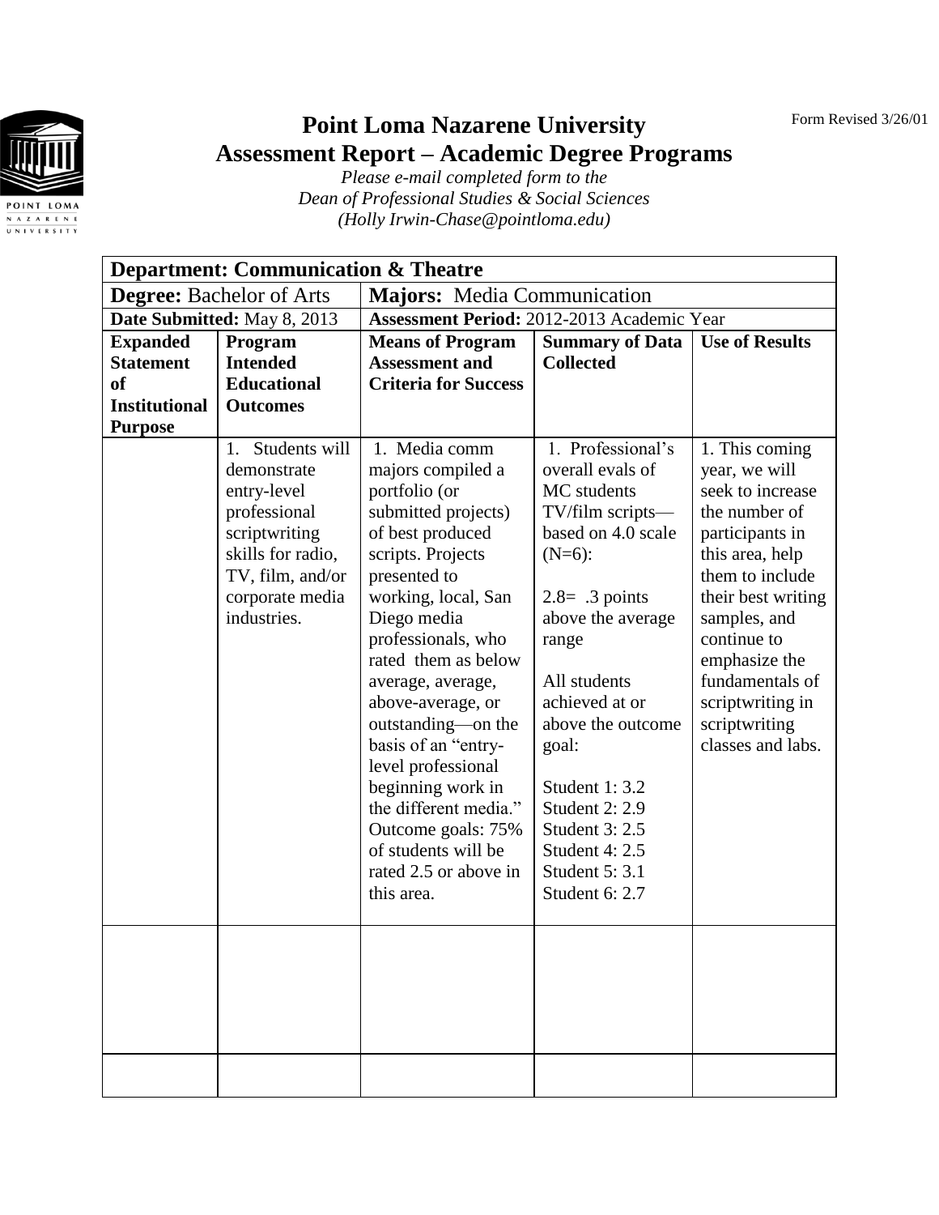Form Revised 3/26/01

# Point Loma Nazarene University
# Assessment Report – Academic Degree Programs

*Please e-mail completed form to the*
*Dean of Professional Studies & Social Sciences*
*(Holly Irwin-Chase@pointloma.edu)*

| **Department:** **Communication & Theatre** | | | | |
|---|---|---|---|---|
| **Degree:** Bachelor of Arts | | **Majors:** Media Communication | | |
| **Date Submitted:** May 8, 2013 | | **Assessment Period:** 2012-2013 Academic Year | | |
| **Expanded Statement of Institutional Purpose** | **Program Intended Educational Outcomes** | **Means of Program Assessment and Criteria for Success** | **Summary of Data Collected** | **Use of Results** |
| | 1. Students will demonstrate entry-level professional scriptwriting skills for radio, TV, film, and/or corporate media industries. | 1. Media comm majors compiled a portfolio (or submitted projects) of best produced scripts. Projects presented to working, local, San Diego media professionals, who rated them as below average, average, above-average, or outstanding—on the basis of an "entry-level professional beginning work in the different media." Outcome goals: 75% of students will be rated 2.5 or above in this area. | 1. Professional's overall evals of MC students TV/film scripts—based on 4.0 scale (N=6):<br><br>2.8= .3 points above the average range<br><br>All students achieved at or above the outcome goal:<br><br>Student 1: 3.2<br>Student 2: 2.9<br>Student 3: 2.5<br>Student 4: 2.5<br>Student 5: 3.1<br>Student 6: 2.7 | 1. This coming year, we will seek to increase the number of participants in this area, help them to include their best writing samples, and continue to emphasize the fundamentals of scriptwriting in scriptwriting classes and labs. |
| | | | | |
| | | | | |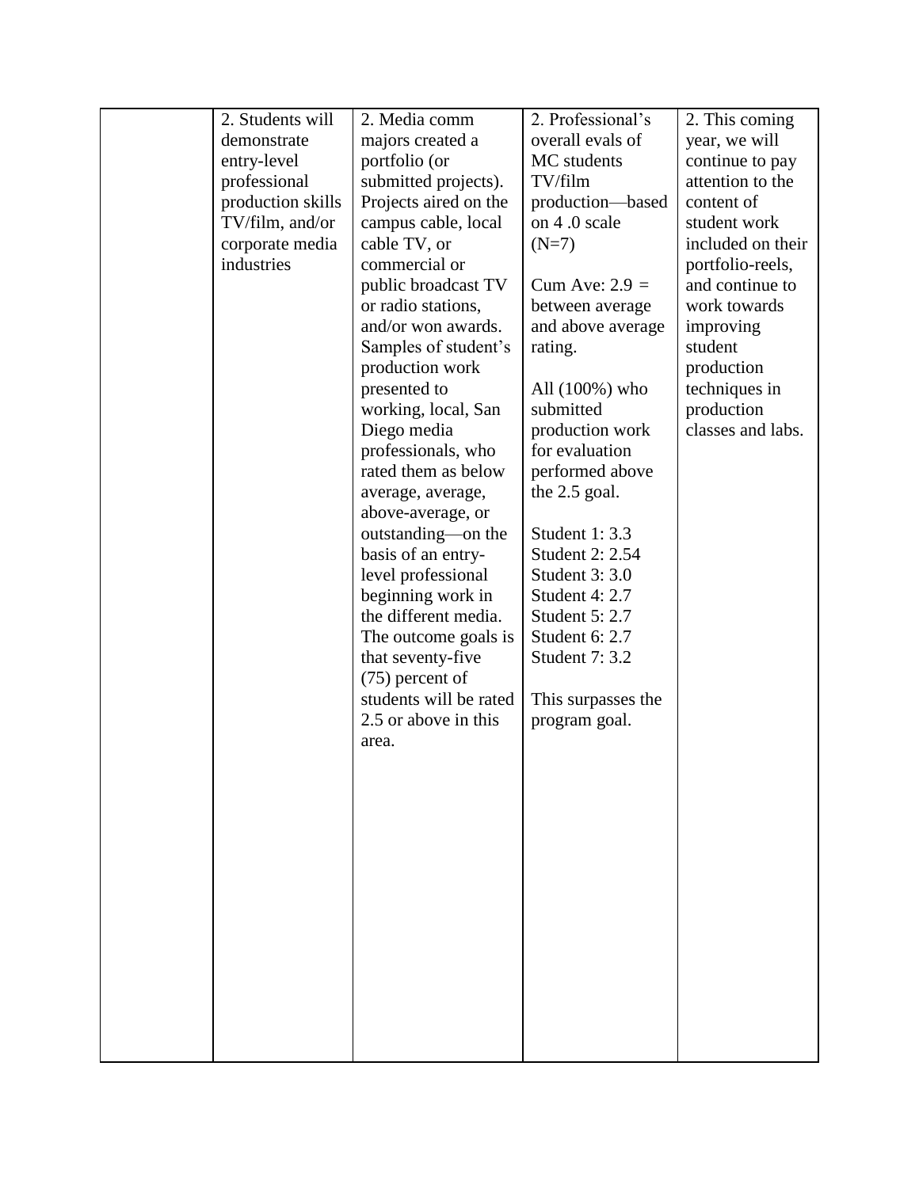| | | | | |
|---|---|---|---|---|
| | 2. Students will demonstrate entry-level professional production skills TV/film, and/or corporate media industries | 2. Media comm majors created a portfolio (or submitted projects). Projects aired on the campus cable, local cable TV, or commercial or public broadcast TV or radio stations, and/or won awards. Samples of student's production work presented to working, local, San Diego media professionals, who rated them as below average, average, above-average, or outstanding—on the basis of an entry-level professional beginning work in the different media. The outcome goals is that seventy-five (75) percent of students will be rated 2.5 or above in this area. | 2. Professional's overall evals of MC students TV/film production—based on 4 .0 scale (N=7)<br><br>Cum Ave: 2.9 = between average and above average rating.<br><br>All (100%) who submitted production work for evaluation performed above the 2.5 goal.<br><br>Student 1: 3.3<br>Student 2: 2.54<br>Student 3: 3.0<br>Student 4: 2.7<br>Student 5: 2.7<br>Student 6: 2.7<br>Student 7: 3.2<br><br>This surpasses the program goal. | 2. This coming year, we will continue to pay attention to the content of student work included on their portfolio-reels, and continue to work towards improving student production techniques in production classes and labs. |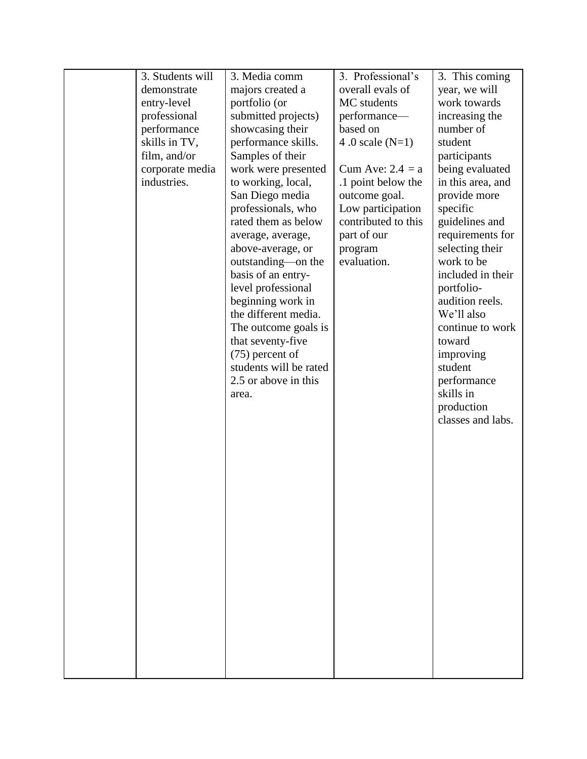|  |  |  |  |  |
|---|---|---|---|---|
|  | 3. Students will demonstrate entry-level professional performance skills in TV, film, and/or corporate media industries. | 3. Media comm majors created a portfolio (or submitted projects) showcasing their performance skills. Samples of their work were presented to working, local, San Diego media professionals, who rated them as below average, average, above-average, or outstanding—on the basis of an entry-level professional beginning work in the different media. The outcome goals is that seventy-five (75) percent of students will be rated 2.5 or above in this area. | 3. Professional's overall evals of MC students performance—based on 4 .0 scale (N=1)<br><br>Cum Ave: 2.4 = a .1 point below the outcome goal. Low participation contributed to this part of our program evaluation. | 3. This coming year, we will work towards increasing the number of student participants being evaluated in this area, and provide more specific guidelines and requirements for selecting their work to be included in their portfolio-audition reels. We'll also continue to work toward improving student performance skills in production classes and labs. |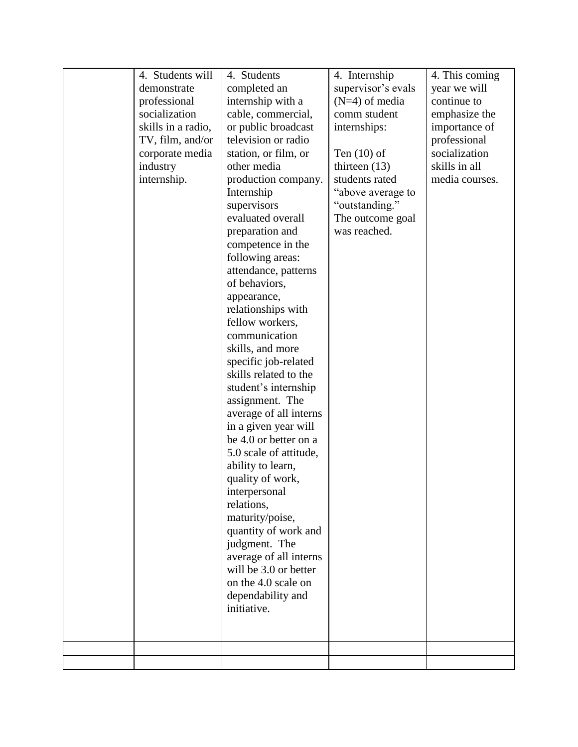| | | | | |
|---|---|---|---|---|
| | 4. Students will demonstrate professional socialization skills in a radio, TV, film, and/or corporate media industry internship. | 4. Students completed an internship with a cable, commercial, or public broadcast television or radio station, or film, or other media production company. Internship supervisors evaluated overall preparation and competence in the following areas: attendance, patterns of behaviors, appearance, relationships with fellow workers, communication skills, and more specific job-related skills related to the student's internship assignment. The average of all interns in a given year will be 4.0 or better on a 5.0 scale of attitude, ability to learn, quality of work, interpersonal relations, maturity/poise, quantity of work and judgment. The average of all interns will be 3.0 or better on the 4.0 scale on dependability and initiative. | 4. Internship supervisor's evals (N=4) of media comm student internships:<br><br>Ten (10) of thirteen (13) students rated "above average to "outstanding." The outcome goal was reached. | 4. This coming year we will continue to emphasize the importance of professional socialization skills in all media courses. |
| | | | | |
| | | | | |